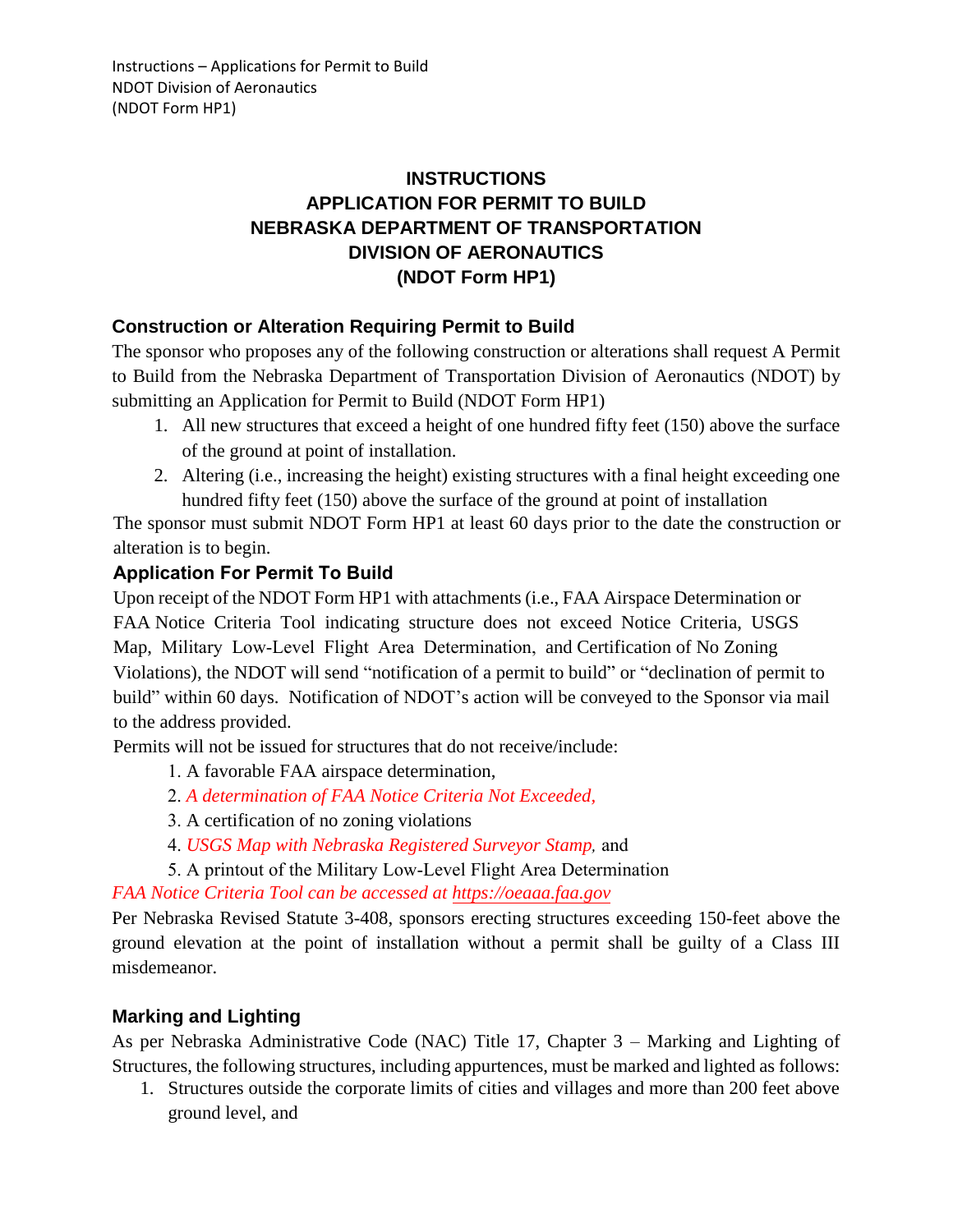# INSTRUCTIONS
# APPLICATION FOR PERMIT TO BUILD
# NEBRASKA DEPARTMENT OF TRANSPORTATION
# DIVISION OF AERONAUTICS
# (NDOT Form HP1)

## Construction or Alteration Requiring Permit to Build

The sponsor who proposes any of the following construction or alterations shall request A Permit to Build from the Nebraska Department of Transportation Division of Aeronautics (NDOT) by submitting an Application for Permit to Build (NDOT Form HP1)

1. All new structures that exceed a height of one hundred fifty feet (150) above the surface of the ground at point of installation.
2. Altering (i.e., increasing the height) existing structures with a final height exceeding one hundred fifty feet (150) above the surface of the ground at point of installation

The sponsor must submit NDOT Form HP1 at least 60 days prior to the date the construction or alteration is to begin.

## Application For Permit To Build

Upon receipt of the NDOT Form HP1 with attachments (i.e., FAA Airspace Determination or FAA Notice Criteria Tool indicating structure does not exceed Notice Criteria, USGS Map, Military Low-Level Flight Area Determination, and Certification of No Zoning Violations), the NDOT will send "notification of a permit to build" or "declination of permit to build" within 60 days. Notification of NDOT's action will be conveyed to the Sponsor via mail to the address provided.

Permits will not be issued for structures that do not receive/include:

1. A favorable FAA airspace determination,
2. *A determination of FAA Notice Criteria Not Exceeded,*
3. A certification of no zoning violations
4. *USGS Map with Nebraska Registered Surveyor Stamp,* and
5. A printout of the Military Low-Level Flight Area Determination

*FAA Notice Criteria Tool can be accessed at https://oeaaa.faa.gov*

Per Nebraska Revised Statute 3-408, sponsors erecting structures exceeding 150-feet above the ground elevation at the point of installation without a permit shall be guilty of a Class III misdemeanor.

## Marking and Lighting

As per Nebraska Administrative Code (NAC) Title 17, Chapter 3 – Marking and Lighting of Structures, the following structures, including appurtences, must be marked and lighted as follows:

1. Structures outside the corporate limits of cities and villages and more than 200 feet above ground level, and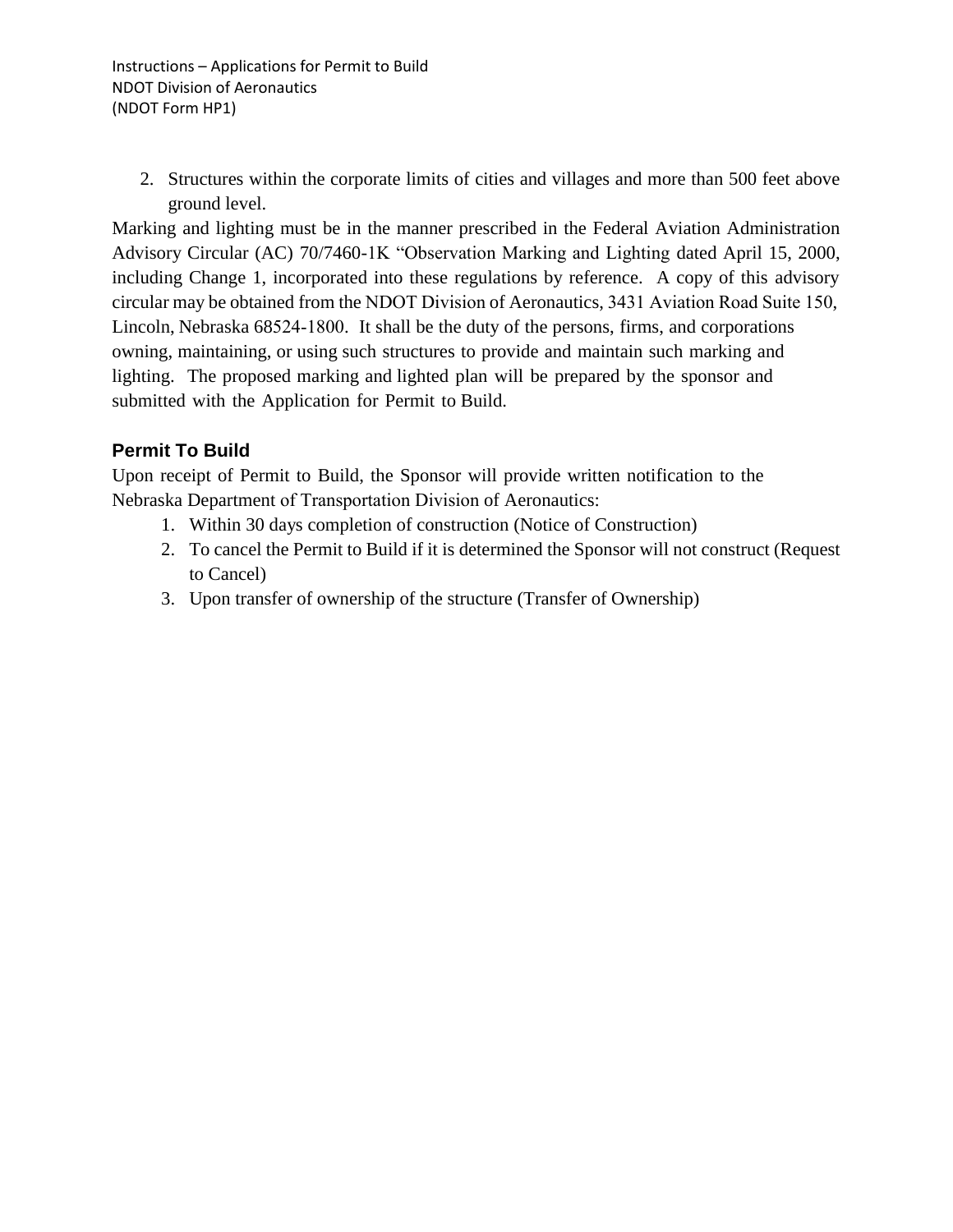2. Structures within the corporate limits of cities and villages and more than 500 feet above ground level.

Marking and lighting must be in the manner prescribed in the Federal Aviation Administration Advisory Circular (AC) 70/7460-1K "Observation Marking and Lighting dated April 15, 2000, including Change 1, incorporated into these regulations by reference. A copy of this advisory circular may be obtained from the NDOT Division of Aeronautics, 3431 Aviation Road Suite 150, Lincoln, Nebraska 68524-1800. It shall be the duty of the persons, firms, and corporations owning, maintaining, or using such structures to provide and maintain such marking and lighting. The proposed marking and lighted plan will be prepared by the sponsor and submitted with the Application for Permit to Build.

### Permit To Build

Upon receipt of Permit to Build, the Sponsor will provide written notification to the Nebraska Department of Transportation Division of Aeronautics:

1. Within 30 days completion of construction (Notice of Construction)
2. To cancel the Permit to Build if it is determined the Sponsor will not construct (Request to Cancel)
3. Upon transfer of ownership of the structure (Transfer of Ownership)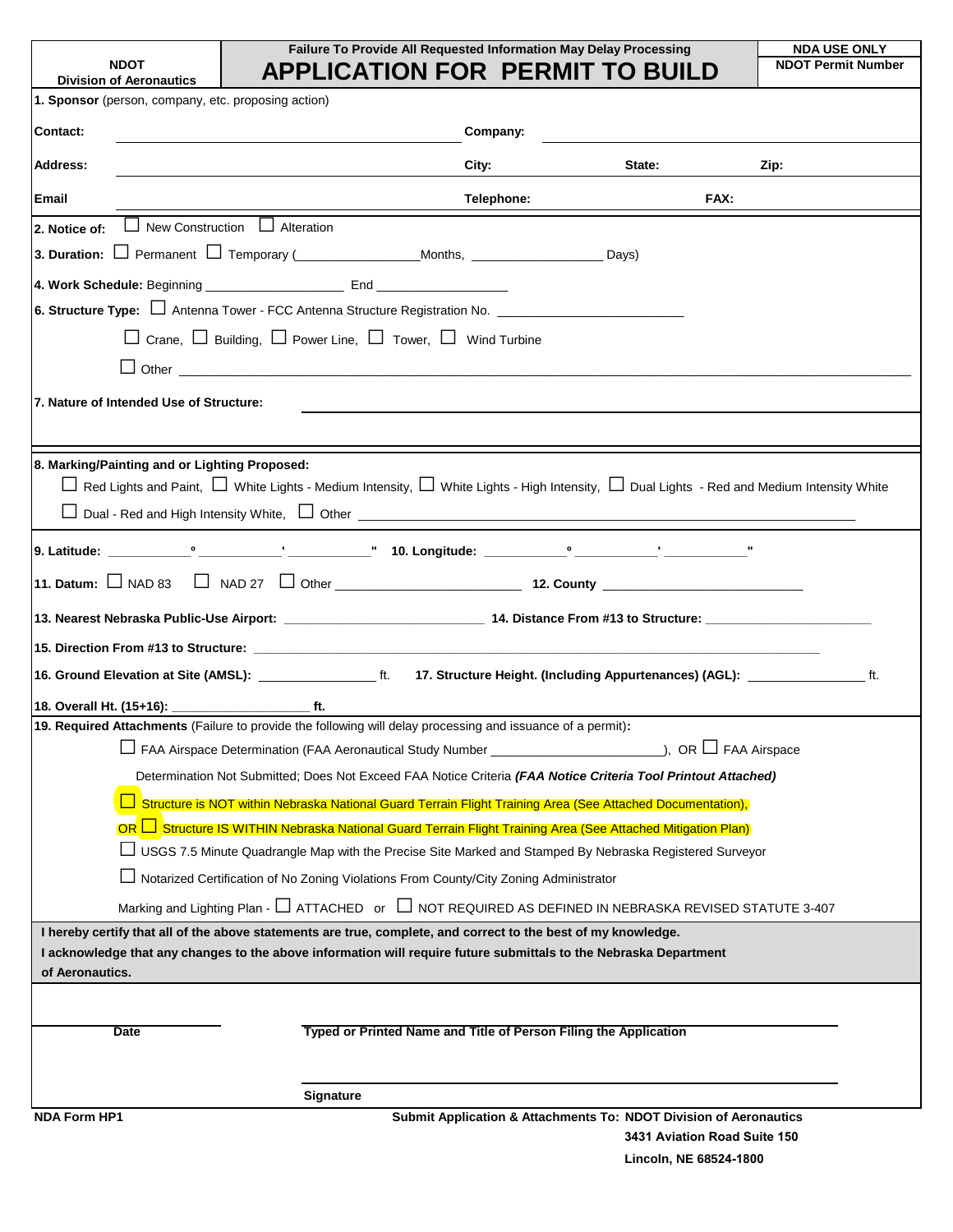| NDOT Division of Aeronautics | Failure To Provide All Requested Information May Delay Processing **APPLICATION FOR PERMIT TO BUILD** | NDA USE ONLY NDOT Permit Number |
|---|---|---|

**1. Sponsor** (person, company, etc. proposing action)

**Contact:** ______________________ **Company:** ______________________

**Address:** ______________________ **City:** ____________ **State:** ____________ **Zip:** ____________

**Email** ______________________ **Telephone:** ____________ **FAX:** ____________

**2. Notice of:** ☐ New Construction ☐ Alteration

**3. Duration:** ☐ Permanent ☐ Temporary (________________Months, ________________ Days)

**4. Work Schedule:** Beginning ________________ End ________________

**6. Structure Type:** ☐ Antenna Tower - FCC Antenna Structure Registration No. ______________________

☐ Crane, ☐ Building, ☐ Power Line, ☐ Tower, ☐ Wind Turbine

☐ Other ______________________

**7. Nature of Intended Use of Structure:** ______________________

**8. Marking/Painting and or Lighting Proposed:**

☐ Red Lights and Paint, ☐ White Lights - Medium Intensity, ☐ White Lights - High Intensity, ☐ Dual Lights - Red and Medium Intensity White

☐ Dual - Red and High Intensity White, ☐ Other ______________________

**9. Latitude:** ________°________'________" **10. Longitude:** ________°________'________"

**11. Datum:** ☐ NAD 83 ☐ NAD 27 ☐ Other ________________ **12. County** ________________

**13. Nearest Nebraska Public-Use Airport:** ________________ **14. Distance From #13 to Structure:** ________________

**15. Direction From #13 to Structure:** ______________________

**16. Ground Elevation at Site (AMSL):** ________________ ft. **17. Structure Height. (Including Appurtenances) (AGL):** ________________ ft.

**18. Overall Ht. (15+16):** ________________ **ft.**

**19. Required Attachments** (Failure to provide the following will delay processing and issuance of a permit)**:**

☐ FAA Airspace Determination (FAA Aeronautical Study Number ________________), OR ☐ FAA Airspace Determination Not Submitted; Does Not Exceed FAA Notice Criteria ***(FAA Notice Criteria Tool Printout Attached)***

☐ Structure is NOT within Nebraska National Guard Terrain Flight Training Area (See Attached Documentation),

OR ☐ Structure IS WITHIN Nebraska National Guard Terrain Flight Training Area (See Attached Mitigation Plan)

☐ USGS 7.5 Minute Quadrangle Map with the Precise Site Marked and Stamped By Nebraska Registered Surveyor

☐ Notarized Certification of No Zoning Violations From County/City Zoning Administrator

Marking and Lighting Plan - ☐ ATTACHED or ☐ NOT REQUIRED AS DEFINED IN NEBRASKA REVISED STATUTE 3-407

**I hereby certify that all of the above statements are true, complete, and correct to the best of my knowledge.**
**I acknowledge that any changes to the above information will require future submittals to the Nebraska Department of Aeronautics.**

________________ ______________________
**Date** **Typed or Printed Name and Title of Person Filing the Application**

______________________
**Signature**

**NDA Form HP1**

**Submit Application & Attachments To: NDOT Division of Aeronautics**
**3431 Aviation Road Suite 150**
**Lincoln, NE 68524-1800**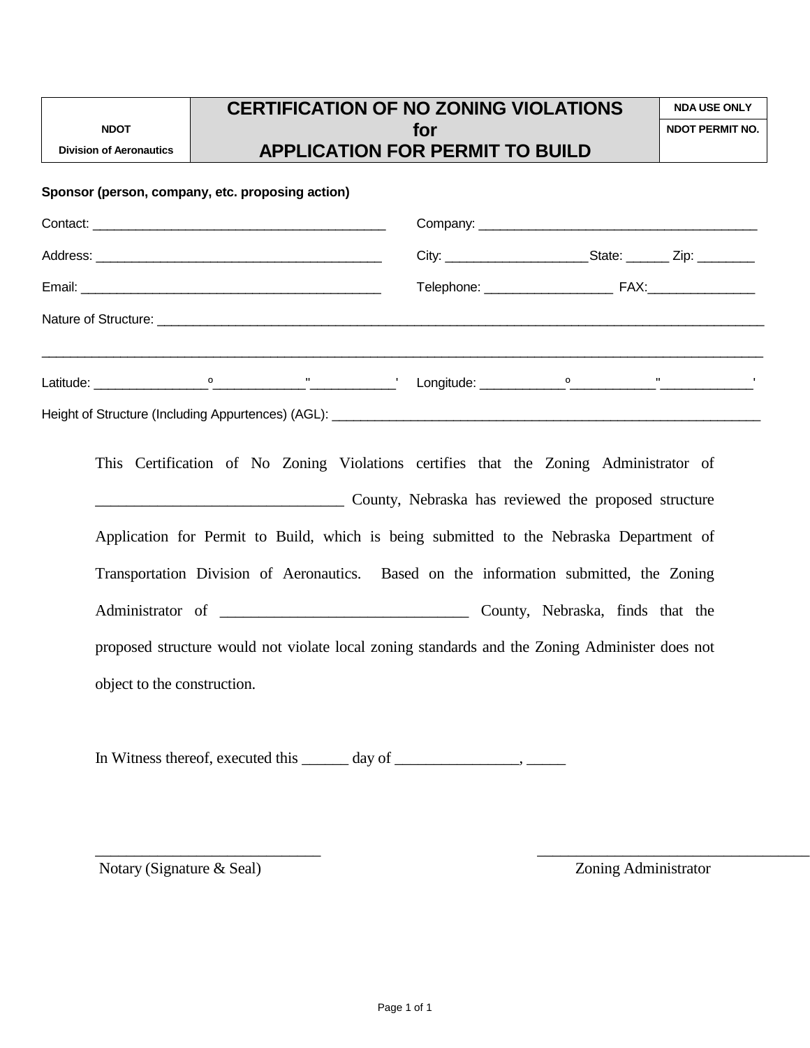| NDOT<br>Division of Aeronautics | **CERTIFICATION OF NO ZONING VIOLATIONS for APPLICATION FOR PERMIT TO BUILD** | **NDA USE ONLY**<br>**NDOT PERMIT NO.** |
|---|---|---|

**Sponsor (person, company, etc. proposing action)**

Contact: ________________________________________ Company: ______________________________________

Address: _______________________________________ City: ___________________State: ______ Zip: ________

Email: _________________________________________ Telephone: _________________ FAX:_______________

Nature of Structure: ___________________________________________________________________________________

_____________________________________________________________________________________________

Latitude: _______________º____________"___________' Longitude: ___________º___________"____________'

Height of Structure (Including Appurtences) (AGL): ____________________________________________________________

This Certification of No Zoning Violations certifies that the Zoning Administrator of _______________________________ County, Nebraska has reviewed the proposed structure Application for Permit to Build, which is being submitted to the Nebraska Department of Transportation Division of Aeronautics. Based on the information submitted, the Zoning Administrator of _______________________________ County, Nebraska, finds that the proposed structure would not violate local zoning standards and the Zoning Administer does not object to the construction.

In Witness thereof, executed this ______ day of ________________, _____

_____________________________ Notary (Signature & Seal)

___________________________________ Zoning Administrator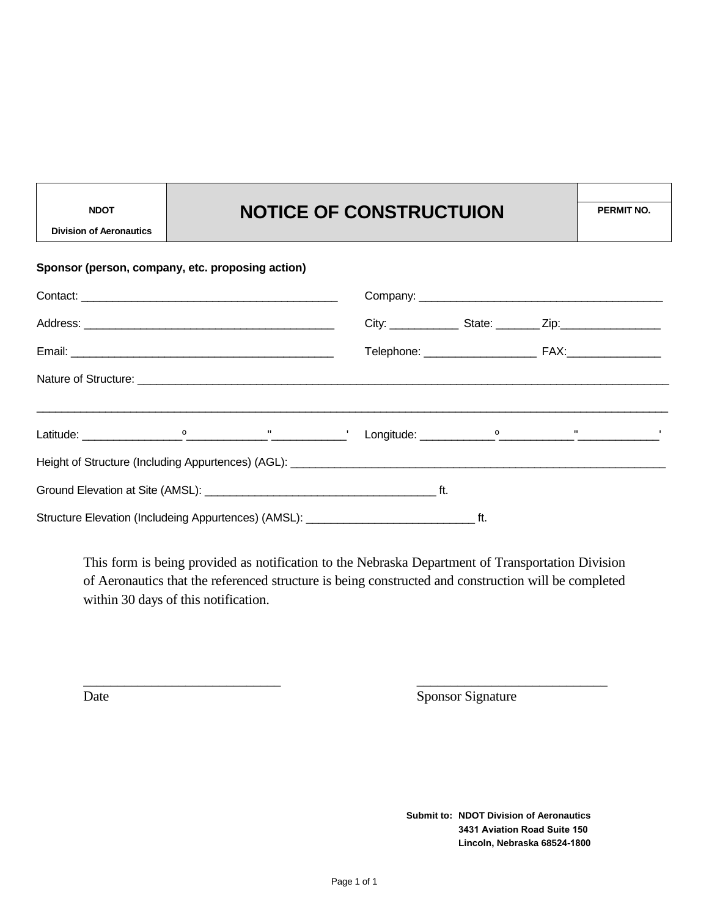| NDOT<br>Division of Aeronautics | NOTICE OF CONSTRUCTUION | PERMIT NO. |
|---|---|---|

**Sponsor (person, company, etc. proposing action)**

Contact: __________________________________________ Company: _______________________________________

Address: _________________________________________ City: ___________ State: _______ Zip:________________

Email: ___________________________________________ Telephone: __________________ FAX:_______________

Nature of Structure: ___________________________________________________________________________________

_____________________________________________________________________________________________________

Latitude: ________________º_____________"____________' Longitude: ____________º____________"_____________'

Height of Structure (Including Appurtences) (AGL): _______________________________________________________________

Ground Elevation at Site (AMSL): ______________________________________ ft.

Structure Elevation (Includeing Appurtences) (AMSL): ___________________________ ft.

This form is being provided as notification to the Nebraska Department of Transportation Division of Aeronautics that the referenced structure is being constructed and construction will be completed within 30 days of this notification.

_____________________________ _____________________________
Date Sponsor Signature

**Submit to: NDOT Division of Aeronautics**
**3431 Aviation Road Suite 150**
**Lincoln, Nebraska 68524-1800**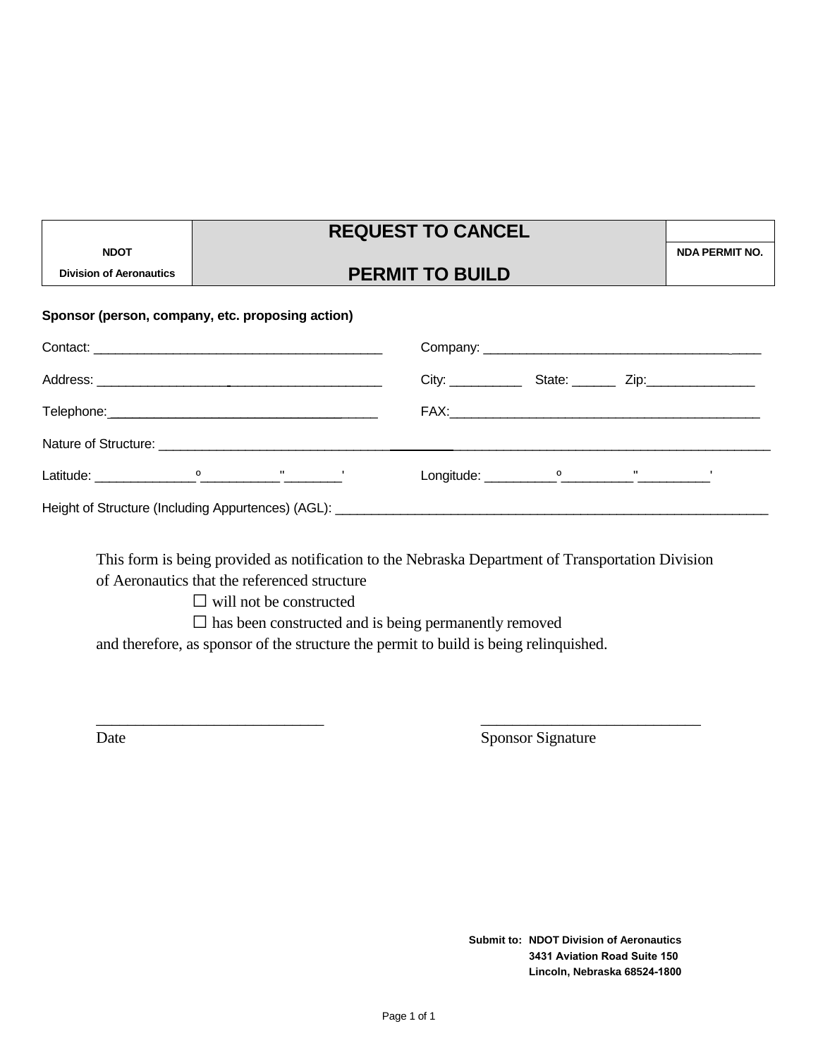| NDOT<br>Division of Aeronautics | REQUEST TO CANCEL<br><br>PERMIT TO BUILD | <br>NDA PERMIT NO. |
|---|---|---|

**Sponsor (person, company, etc. proposing action)**

Contact: ________________________________________ Company: ____________________________________

Address: ________________________________________ City: __________ State: ______ Zip:_______________

Telephone:______________________________________ FAX:___________________________________________

Nature of Structure: ___________________________________________________________________________

Latitude: _____________º__________"_______' Longitude: _________º_________"_________'

Height of Structure (Including Appurtences) (AGL): _____________________________________________________

This form is being provided as notification to the Nebraska Department of Transportation Division of Aeronautics that the referenced structure

☐ will not be constructed
☐ has been constructed and is being permanently removed

and therefore, as sponsor of the structure the permit to build is being relinquished.

_____________________________ _____________________________
Date Sponsor Signature

**Submit to: NDOT Division of Aeronautics**
**3431 Aviation Road Suite 150**
**Lincoln, Nebraska 68524-1800**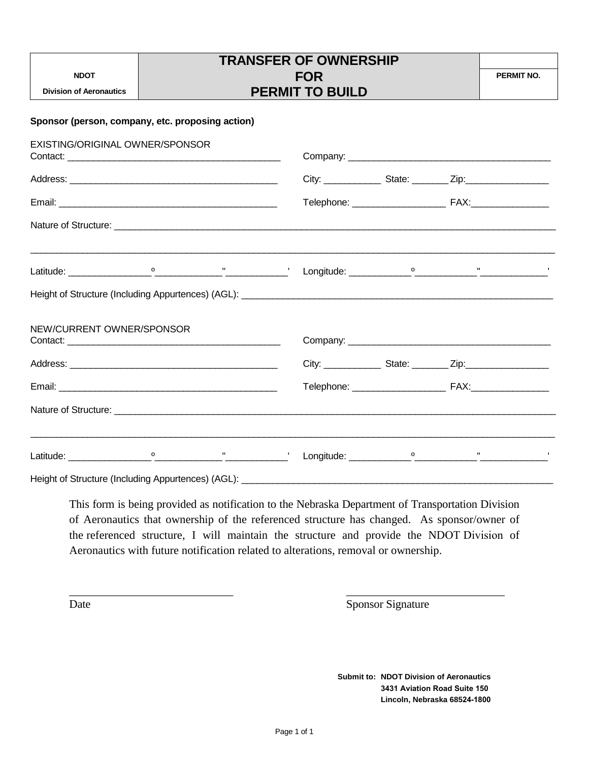| NDOT<br>Division of Aeronautics | TRANSFER OF OWNERSHIP<br>FOR<br>PERMIT TO BUILD | PERMIT NO. |
|---|---|---|

**Sponsor (person, company, etc. proposing action)**

EXISTING/ORIGINAL OWNER/SPONSOR

Contact: ______________________________ Company: ______________________________

Address: ______________________________ City: __________ State: _______ Zip: ______________

Email: ______________________________ Telephone: ________________ FAX: ______________

Nature of Structure: ____________________________________________________________

____________________________________________________________________________

Latitude: ____________º____________"____________' Longitude: ____________º____________"____________'

Height of Structure (Including Appurtences) (AGL): ______________________________________

NEW/CURRENT OWNER/SPONSOR

Contact: ______________________________ Company: ______________________________

Address: ______________________________ City: __________ State: _______ Zip: ______________

Email: ______________________________ Telephone: ________________ FAX: ______________

Nature of Structure: ____________________________________________________________

____________________________________________________________________________

Latitude: ____________º____________"____________' Longitude: ____________º____________"____________'

Height of Structure (Including Appurtences) (AGL): ______________________________________

This form is being provided as notification to the Nebraska Department of Transportation Division of Aeronautics that ownership of the referenced structure has changed. As sponsor/owner of the referenced structure, I will maintain the structure and provide the NDOT Division of Aeronautics with future notification related to alterations, removal or ownership.

______________________________ ______________________________

Date Sponsor Signature

**Submit to: NDOT Division of Aeronautics**
**3431 Aviation Road Suite 150**
**Lincoln, Nebraska 68524-1800**